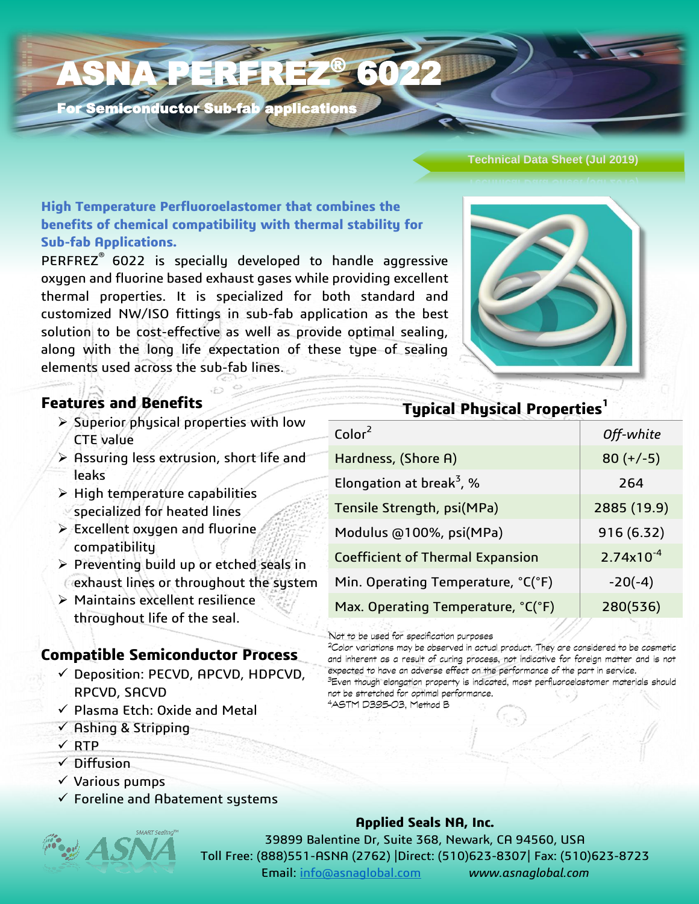# ASNA PERFREZ® 6022

**For Semiconductor Sub-fab applications**

Technical Data Sheet (Jul 2019)

**High Temperature Perfluoroelastomer that combines the benefits of chemical compatibility with thermal stability for Sub-fab Applications.**

PERFREZ® 6022 is specially developed to handle aggressive oxygen and fluorine based exhaust gases while providing excellent thermal properties. It is specialized for both standard and customized NW/ISO fittings in sub-fab application as the best solution to be cost-effective as well as provide optimal sealing, along with the long life expectation of these type of sealing elements used across the sub-fab lines.

## Features and Benefits

- Superior physical properties with low CTE value
- Assuring less extrusion, short life and leaks
- High temperature capabilities specialized for heated lines
- Excellent oxygen and fluorine compatibility
- Preventing build up or etched seals in exhaust lines or throughout the system
- Maintains excellent resilience throughout life of the seal.

## Compatible Semiconductor Process

- ✓ Deposition: PECVD, APCVD, HDPCVD, RPCVD, SACVD
- ✓ Plasma Etch: Oxide and Metal
- ✓ Ashing & Stripping
- ✓ RTP
- ✓ Diffusion
- ✓ Various pumps
- ✓ Foreline and Abatement systems

## Typical Physical Properties[1]

| Property | Value |
|---|---|
| Color[2] | *Off-white* |
| Hardness, (Shore A) | 80 (+/-5) |
| Elongation at break[3], % | 264 |
| Tensile Strength, psi(MPa) | 2885 (19.9) |
| Modulus @100%, psi(MPa) | 916 (6.32) |
| Coefficient of Thermal Expansion | $2.74 \times 10^{-4}$ |
| Min. Operating Temperature, °C(°F) | -20(-4) |
| Max. Operating Temperature, °C(°F) | 280(536) |

Not to be used for specification purposes
[2]Color variations may be observed in actual product. They are considered to be cosmetic and inherent as a result of curing process, not indicative for foreign matter and is not expected to have an adverse effect on the performance of the part in service.
[3]Even though elongation property is indicated, most perfluoroelastomer materials should not be stretched for optimal performance.
[4]ASTM D395-03, Method B

**Applied Seals NA, Inc.**
39899 Balentine Dr, Suite 368, Newark, CA 94560, USA
Toll Free: (888)551-ASNA (2762) |Direct: (510)623-8307| Fax: (510)623-8723
Email: info@asnaglobal.com *www.asnaglobal.com*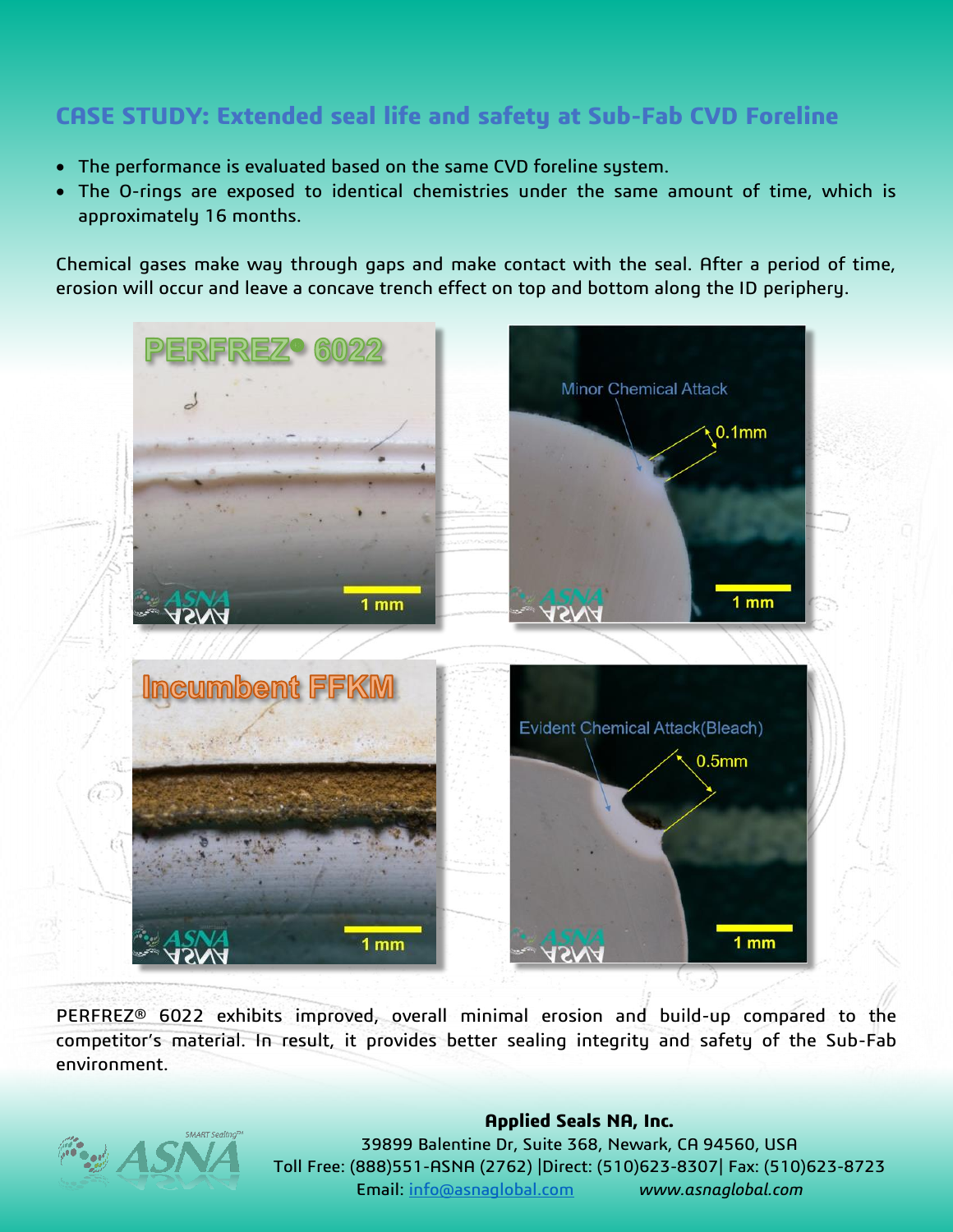## CASE STUDY: Extended seal life and safety at Sub-Fab CVD Foreline

- The performance is evaluated based on the same CVD foreline system.
- The O-rings are exposed to identical chemistries under the same amount of time, which is approximately 16 months.

Chemical gases make way through gaps and make contact with the seal. After a period of time, erosion will occur and leave a concave trench effect on top and bottom along the ID periphery.

PERFREZ® 6022

Minor Chemical Attack

0.1mm

1 mm

Incumbent FFKM

Evident Chemical Attack(Bleach)

0.5mm

1 mm

PERFREZ® 6022 exhibits improved, overall minimal erosion and build-up compared to the competitor's material. In result, it provides better sealing integrity and safety of the Sub-Fab environment.

**Applied Seals NA, Inc.**
39899 Balentine Dr, Suite 368, Newark, CA 94560, USA
Toll Free: (888)551-ASNA (2762) |Direct: (510)623-8307| Fax: (510)623-8723
Email: info@asnaglobal.com *www.asnaglobal.com*